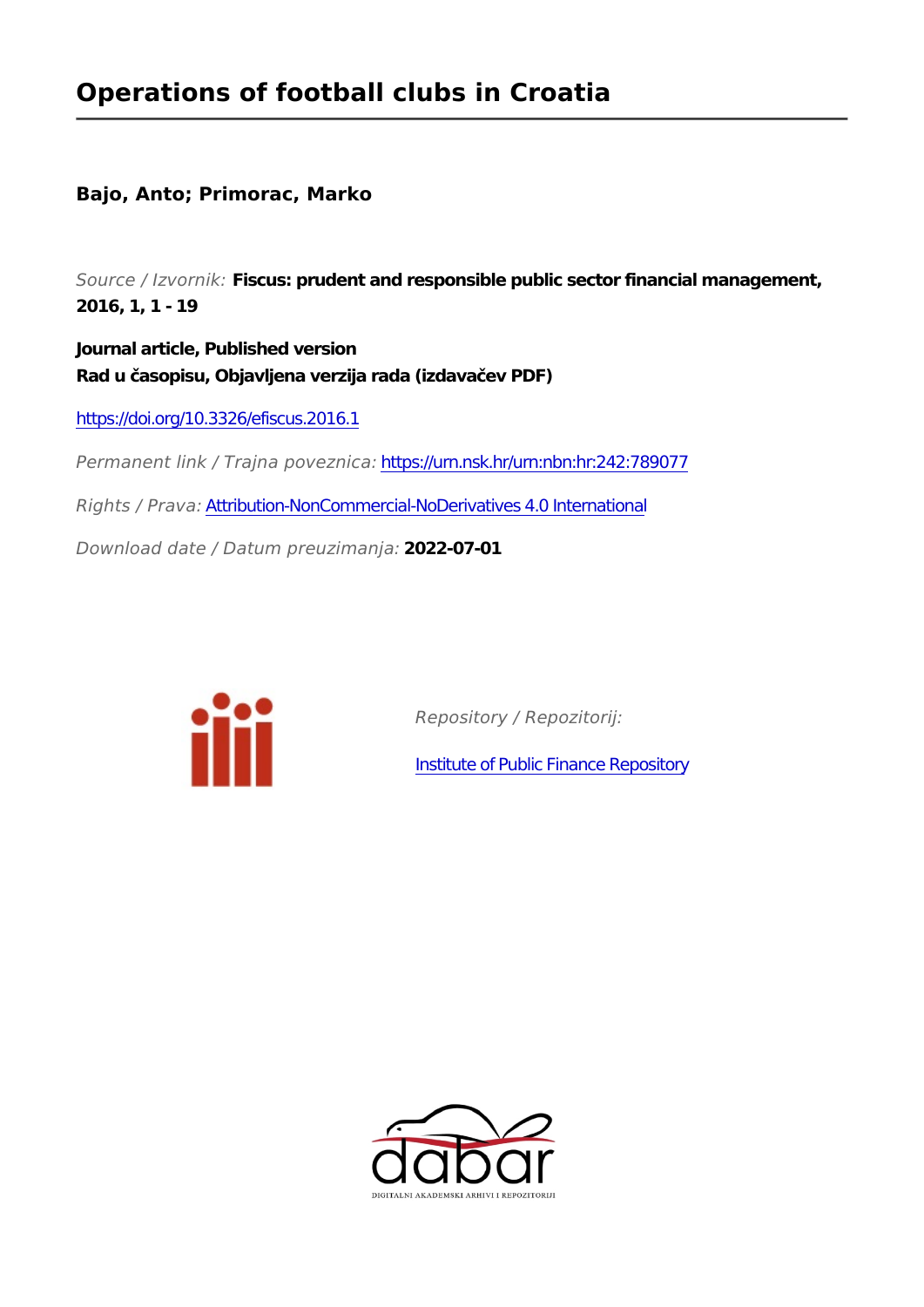# Operations of football clubs in Croatia

**Bajo, Anto; Primorac, Marko**

*Source / Izvornik:* **Fiscus: prudent and responsible public sector financial management, 2016, 1, 1 - 19**

**Journal article, Published version**
**Rad u časopisu, Objavljena verzija rada (izdavačev PDF)**

https://doi.org/10.3326/efiscus.2016.1

*Permanent link / Trajna poveznica:* https://urn.nsk.hr/urn:nbn:hr:242:789077

*Rights / Prava:* Attribution-NonCommercial-NoDerivatives 4.0 International

*Download date / Datum preuzimanja:* **2022-07-01**

*Repository / Repozitorij:*

Institute of Public Finance Repository

DIGITALNI AKADEMSKI ARHIVI I REPOZITORIJI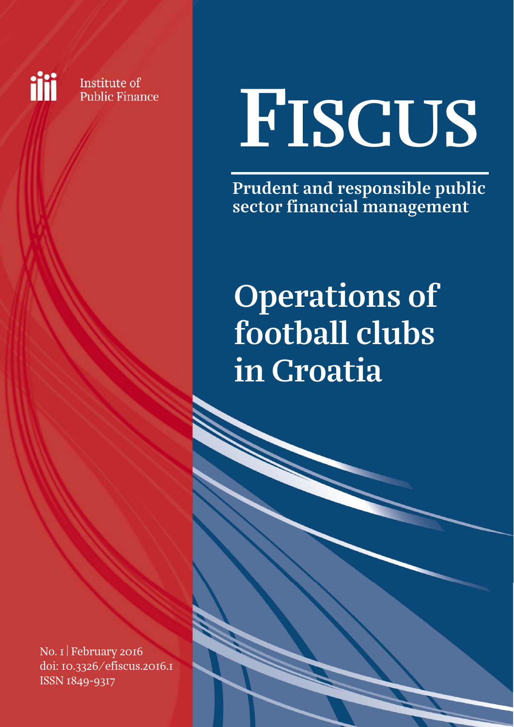Institute of Public Finance

# FISCUS

**Prudent and responsible public sector financial management**

# Operations of football clubs in Croatia

No. 1 | February 2016
doi: 10.3326/efiscus.2016.1
ISSN 1849-9317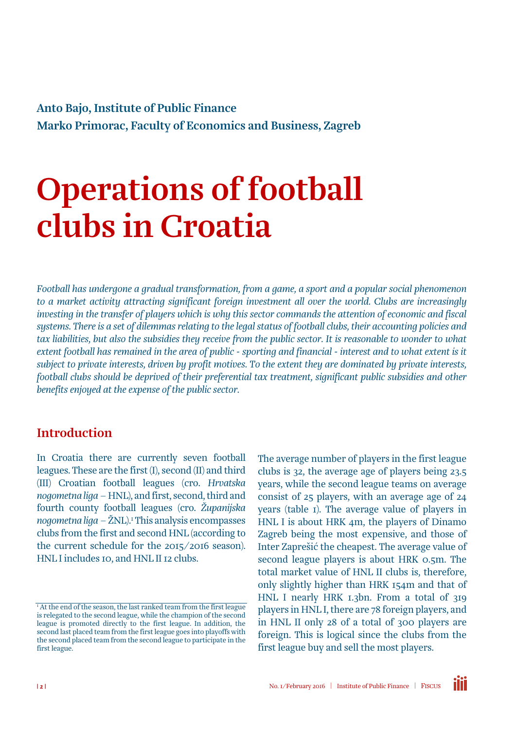**Anto Bajo, Institute of Public Finance**

**Marko Primorac, Faculty of Economics and Business, Zagreb**

# Operations of football clubs in Croatia

*Football has undergone a gradual transformation, from a game, a sport and a popular social phenomenon to a market activity attracting significant foreign investment all over the world. Clubs are increasingly investing in the transfer of players which is why this sector commands the attention of economic and fiscal systems. There is a set of dilemmas relating to the legal status of football clubs, their accounting policies and tax liabilities, but also the subsidies they receive from the public sector. It is reasonable to wonder to what extent football has remained in the area of public - sporting and financial - interest and to what extent is it subject to private interests, driven by profit motives. To the extent they are dominated by private interests, football clubs should be deprived of their preferential tax treatment, significant public subsidies and other benefits enjoyed at the expense of the public sector.*

## Introduction

In Croatia there are currently seven football leagues. These are the first (I), second (II) and third (III) Croatian football leagues (cro. *Hrvatska nogometna liga* – HNL), and first, second, third and fourth county football leagues (cro. *Županijska nogometna liga* – ŽNL).[1] This analysis encompasses clubs from the first and second HNL (according to the current schedule for the 2015/2016 season). HNL I includes 10, and HNL II 12 clubs.

The average number of players in the first league clubs is 32, the average age of players being 23.5 years, while the second league teams on average consist of 25 players, with an average age of 24 years (table 1). The average value of players in HNL I is about HRK 4m, the players of Dinamo Zagreb being the most expensive, and those of Inter Zaprešić the cheapest. The average value of second league players is about HRK 0.5m. The total market value of HNL II clubs is, therefore, only slightly higher than HRK 154m and that of HNL I nearly HRK 1.3bn. From a total of 319 players in HNL I, there are 78 foreign players, and in HNL II only 28 of a total of 300 players are foreign. This is logical since the clubs from the first league buy and sell the most players.

[1] At the end of the season, the last ranked team from the first league is relegated to the second league, while the champion of the second league is promoted directly to the first league. In addition, the second last placed team from the first league goes into playoffs with the second placed team from the second league to participate in the first league.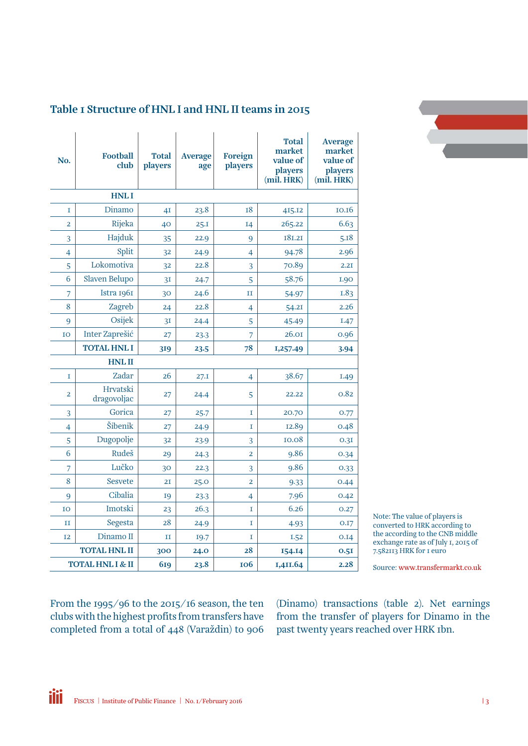### Table 1 Structure of HNL I and HNL II teams in 2015

| No. | Football club | Total players | Average age | Foreign players | Total market value of players (mil. HRK) | Average market value of players (mil. HRK) |
|---|---|---|---|---|---|---|
| | **HNL I** | | | | | |
| 1 | Dinamo | 41 | 23.8 | 18 | 415.12 | 10.16 |
| 2 | Rijeka | 40 | 25.1 | 14 | 265.22 | 6.63 |
| 3 | Hajduk | 35 | 22.9 | 9 | 181.21 | 5.18 |
| 4 | Split | 32 | 24.9 | 4 | 94.78 | 2.96 |
| 5 | Lokomotiva | 32 | 22.8 | 3 | 70.89 | 2.21 |
| 6 | Slaven Belupo | 31 | 24.7 | 5 | 58.76 | 1.90 |
| 7 | Istra 1961 | 30 | 24.6 | 11 | 54.97 | 1.83 |
| 8 | Zagreb | 24 | 22.8 | 4 | 54.21 | 2.26 |
| 9 | Osijek | 31 | 24.4 | 5 | 45.49 | 1.47 |
| 10 | Inter Zaprešić | 27 | 23.3 | 7 | 26.01 | 0.96 |
| | **TOTAL HNL I** | **319** | **23.5** | **78** | **1,257.49** | **3.94** |
| | **HNL II** | | | | | |
| 1 | Zadar | 26 | 27.1 | 4 | 38.67 | 1.49 |
| 2 | Hrvatski dragovoljac | 27 | 24.4 | 5 | 22.22 | 0.82 |
| 3 | Gorica | 27 | 25.7 | 1 | 20.70 | 0.77 |
| 4 | Šibenik | 27 | 24.9 | 1 | 12.89 | 0.48 |
| 5 | Dugopolje | 32 | 23.9 | 3 | 10.08 | 0.31 |
| 6 | Rudeš | 29 | 24.3 | 2 | 9.86 | 0.34 |
| 7 | Lučko | 30 | 22.3 | 3 | 9.86 | 0.33 |
| 8 | Sesvete | 21 | 25.0 | 2 | 9.33 | 0.44 |
| 9 | Cibalia | 19 | 23.3 | 4 | 7.96 | 0.42 |
| 10 | Imotski | 23 | 26.3 | 1 | 6.26 | 0.27 |
| 11 | Segesta | 28 | 24.9 | 1 | 4.93 | 0.17 |
| 12 | Dinamo II | 11 | 19.7 | 1 | 1.52 | 0.14 |
| | **TOTAL HNL II** | **300** | **24.0** | **28** | **154.14** | **0.51** |
| | **TOTAL HNL I & II** | **619** | **23.8** | **106** | **1,411.64** | **2.28** |

Note: The value of players is converted to HRK according to the according to the CNB middle exchange rate as of July 1, 2015 of 7.582113 HRK for 1 euro

Source: www.transfermarkt.co.uk

From the 1995/96 to the 2015/16 season, the ten clubs with the highest profits from transfers have completed from a total of 448 (Varaždin) to 906 (Dinamo) transactions (table 2). Net earnings from the transfer of players for Dinamo in the past twenty years reached over HRK 1bn.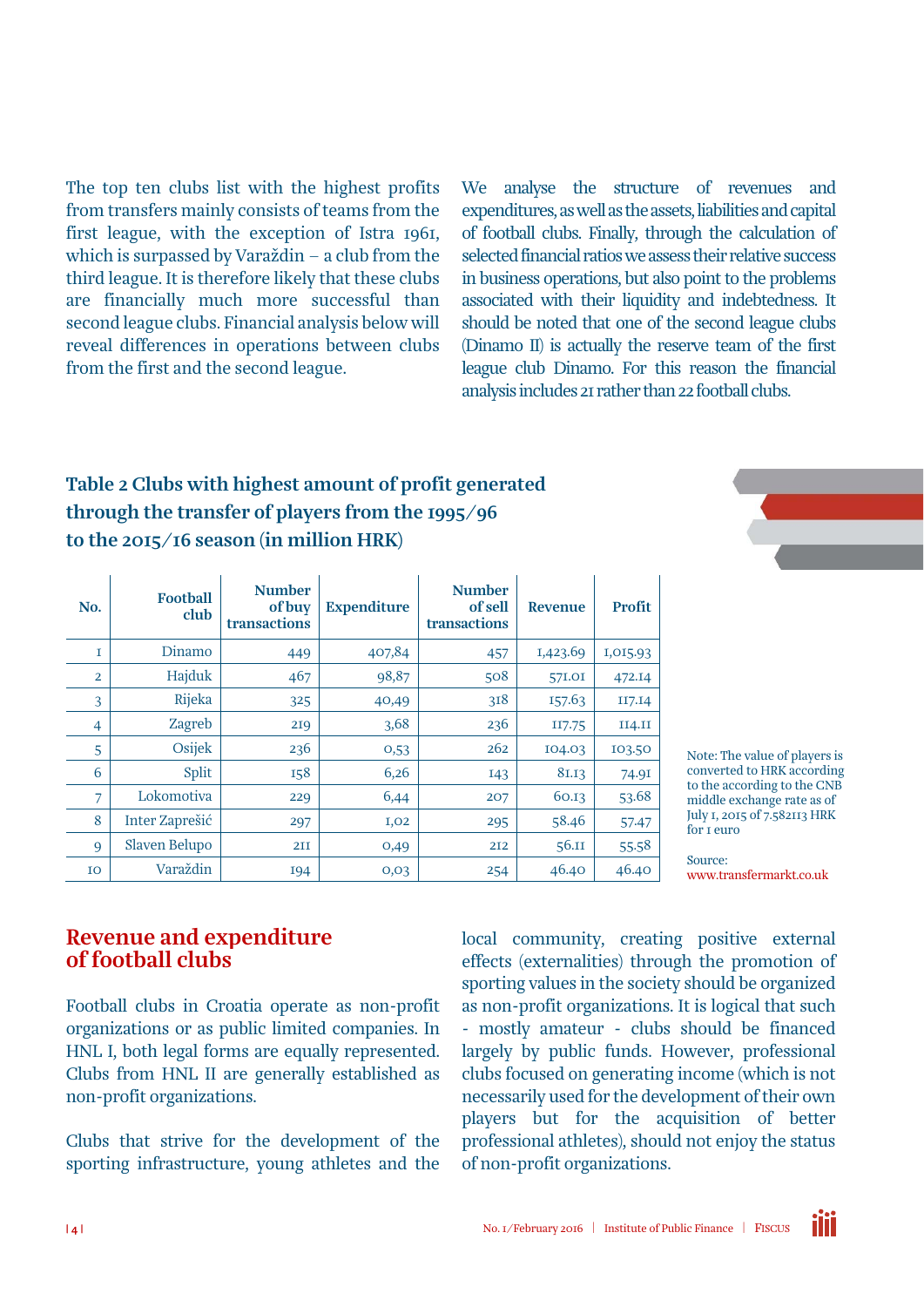The top ten clubs list with the highest profits from transfers mainly consists of teams from the first league, with the exception of Istra 1961, which is surpassed by Varaždin – a club from the third league. It is therefore likely that these clubs are financially much more successful than second league clubs. Financial analysis below will reveal differences in operations between clubs from the first and the second league.

We analyse the structure of revenues and expenditures, as well as the assets, liabilities and capital of football clubs. Finally, through the calculation of selected financial ratios we assess their relative success in business operations, but also point to the problems associated with their liquidity and indebtedness. It should be noted that one of the second league clubs (Dinamo II) is actually the reserve team of the first league club Dinamo. For this reason the financial analysis includes 21 rather than 22 football clubs.

### Table 2 Clubs with highest amount of profit generated through the transfer of players from the 1995/96 to the 2015/16 season (in million HRK)

| No. | Football club | Number of buy transactions | Expenditure | Number of sell transactions | Revenue | Profit |
|---|---|---|---|---|---|---|
| 1 | Dinamo | 449 | 407,84 | 457 | 1,423.69 | 1,015.93 |
| 2 | Hajduk | 467 | 98,87 | 508 | 571.01 | 472.14 |
| 3 | Rijeka | 325 | 40,49 | 318 | 157.63 | 117.14 |
| 4 | Zagreb | 219 | 3,68 | 236 | 117.75 | 114.11 |
| 5 | Osijek | 236 | 0,53 | 262 | 104.03 | 103.50 |
| 6 | Split | 158 | 6,26 | 143 | 81.13 | 74.91 |
| 7 | Lokomotiva | 229 | 6,44 | 207 | 60.13 | 53.68 |
| 8 | Inter Zaprešić | 297 | 1,02 | 295 | 58.46 | 57.47 |
| 9 | Slaven Belupo | 211 | 0,49 | 212 | 56.11 | 55.58 |
| 10 | Varaždin | 194 | 0,03 | 254 | 46.40 | 46.40 |

Note: The value of players is converted to HRK according to the according to the CNB middle exchange rate as of July 1, 2015 of 7.582113 HRK for 1 euro

Source: www.transfermarkt.co.uk

## Revenue and expenditure of football clubs

Football clubs in Croatia operate as non-profit organizations or as public limited companies. In HNL I, both legal forms are equally represented. Clubs from HNL II are generally established as non-profit organizations.

Clubs that strive for the development of the sporting infrastructure, young athletes and the local community, creating positive external effects (externalities) through the promotion of sporting values in the society should be organized as non-profit organizations. It is logical that such - mostly amateur - clubs should be financed largely by public funds. However, professional clubs focused on generating income (which is not necessarily used for the development of their own players but for the acquisition of better professional athletes), should not enjoy the status of non-profit organizations.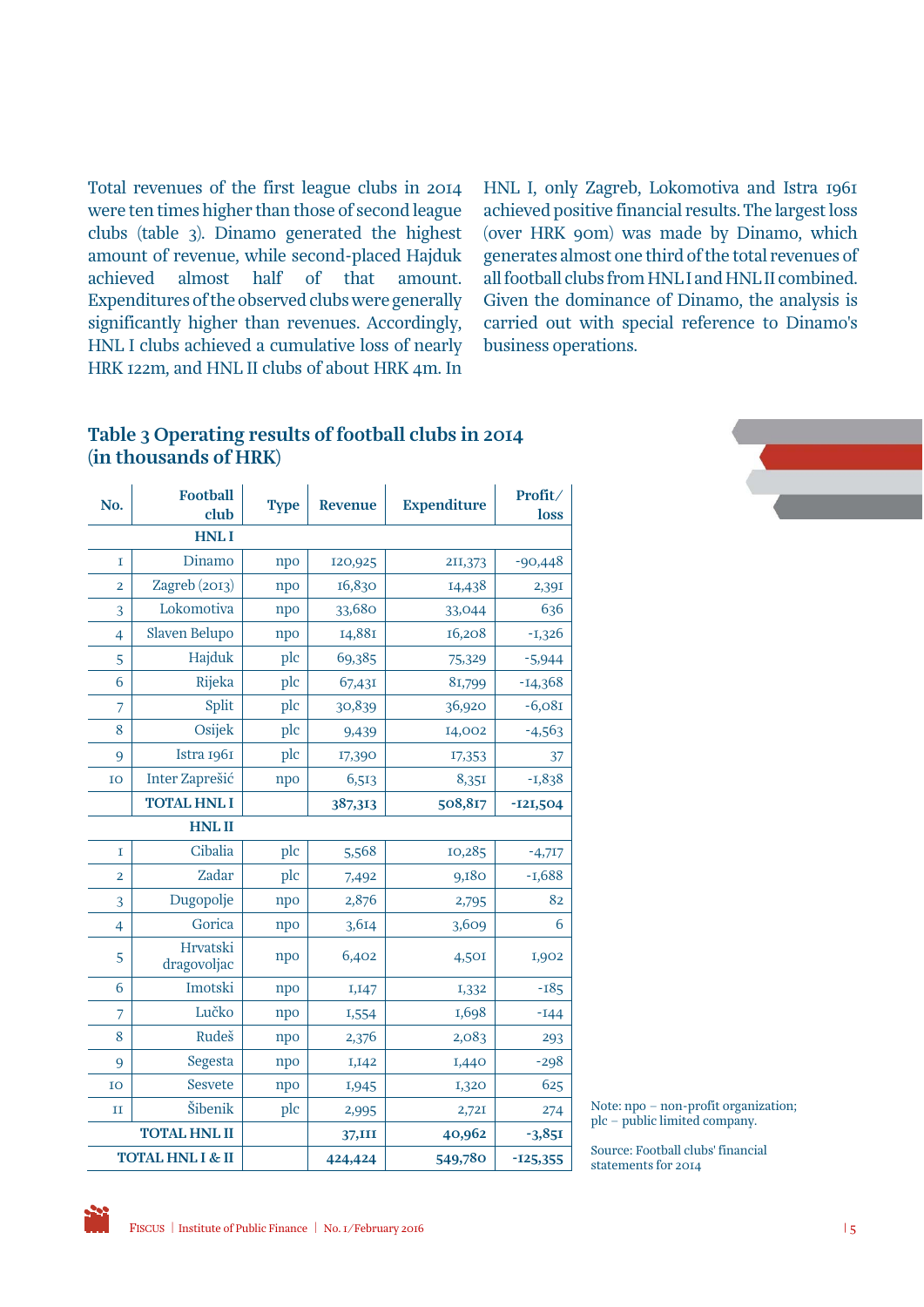Total revenues of the first league clubs in 2014 were ten times higher than those of second league clubs (table 3). Dinamo generated the highest amount of revenue, while second-placed Hajduk achieved almost half of that amount. Expenditures of the observed clubs were generally significantly higher than revenues. Accordingly, HNL I clubs achieved a cumulative loss of nearly HRK 122m, and HNL II clubs of about HRK 4m. In HNL I, only Zagreb, Lokomotiva and Istra 1961 achieved positive financial results. The largest loss (over HRK 90m) was made by Dinamo, which generates almost one third of the total revenues of all football clubs from HNL I and HNL II combined. Given the dominance of Dinamo, the analysis is carried out with special reference to Dinamo's business operations.

### Table 3 Operating results of football clubs in 2014 (in thousands of HRK)

| No. | Football club | Type | Revenue | Expenditure | Profit/ loss |
|---|---|---|---|---|---|
| | **HNL I** | | | | |
| 1 | Dinamo | npo | 120,925 | 211,373 | -90,448 |
| 2 | Zagreb (2013) | npo | 16,830 | 14,438 | 2,391 |
| 3 | Lokomotiva | npo | 33,680 | 33,044 | 636 |
| 4 | Slaven Belupo | npo | 14,881 | 16,208 | -1,326 |
| 5 | Hajduk | plc | 69,385 | 75,329 | -5,944 |
| 6 | Rijeka | plc | 67,431 | 81,799 | -14,368 |
| 7 | Split | plc | 30,839 | 36,920 | -6,081 |
| 8 | Osijek | plc | 9,439 | 14,002 | -4,563 |
| 9 | Istra 1961 | plc | 17,390 | 17,353 | 37 |
| 10 | Inter Zaprešić | npo | 6,513 | 8,351 | -1,838 |
| | **TOTAL HNL I** | | **387,313** | **508,817** | **-121,504** |
| | **HNL II** | | | | |
| 1 | Cibalia | plc | 5,568 | 10,285 | -4,717 |
| 2 | Zadar | plc | 7,492 | 9,180 | -1,688 |
| 3 | Dugopolje | npo | 2,876 | 2,795 | 82 |
| 4 | Gorica | npo | 3,614 | 3,609 | 6 |
| 5 | Hrvatski dragovoljac | npo | 6,402 | 4,501 | 1,902 |
| 6 | Imotski | npo | 1,147 | 1,332 | -185 |
| 7 | Lučko | npo | 1,554 | 1,698 | -144 |
| 8 | Rudeš | npo | 2,376 | 2,083 | 293 |
| 9 | Segesta | npo | 1,142 | 1,440 | -298 |
| 10 | Sesvete | npo | 1,945 | 1,320 | 625 |
| 11 | Šibenik | plc | 2,995 | 2,721 | 274 |
| | **TOTAL HNL II** | | **37,111** | **40,962** | **-3,851** |
| | **TOTAL HNL I & II** | | **424,424** | **549,780** | **-125,355** |

Note: npo – non-profit organization; plc – public limited company.

Source: Football clubs' financial statements for 2014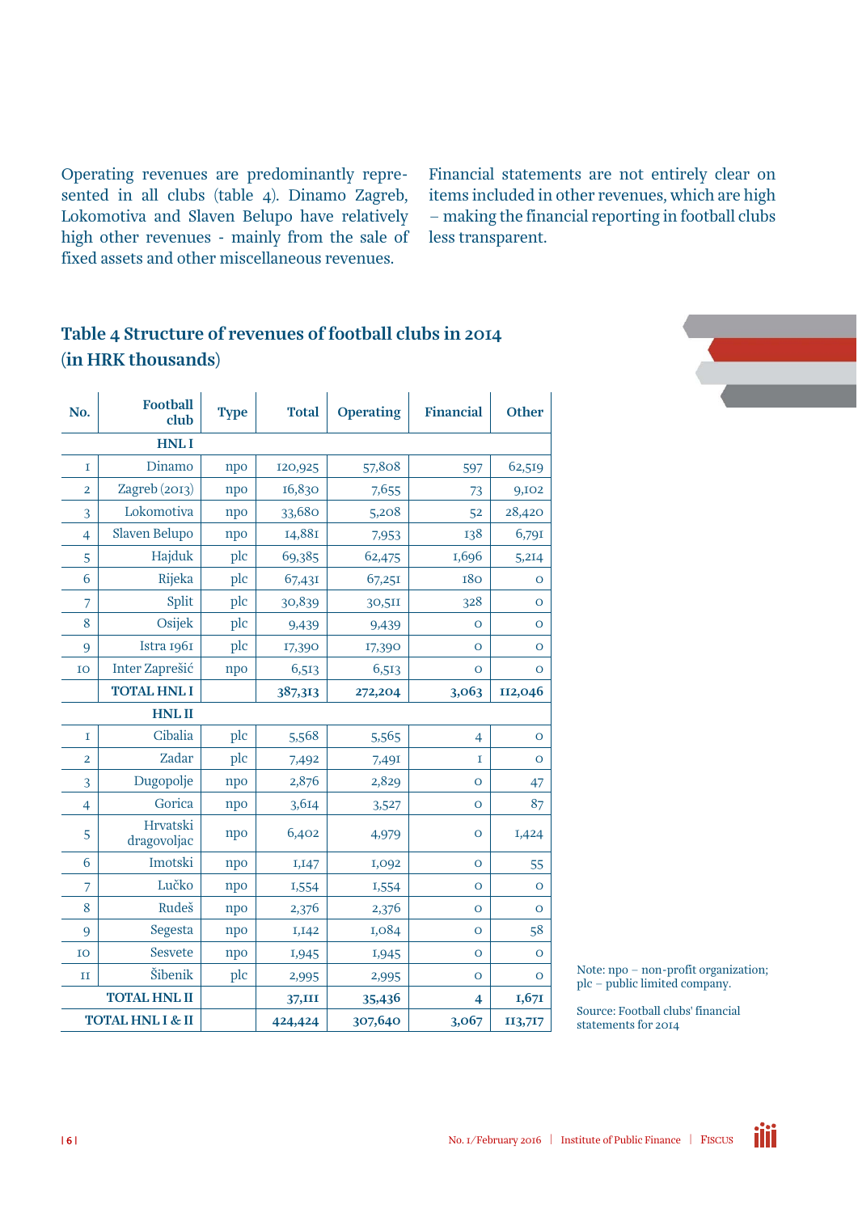Operating revenues are predominantly represented in all clubs (table 4). Dinamo Zagreb, Lokomotiva and Slaven Belupo have relatively high other revenues - mainly from the sale of fixed assets and other miscellaneous revenues. Financial statements are not entirely clear on items included in other revenues, which are high – making the financial reporting in football clubs less transparent.

## Table 4 Structure of revenues of football clubs in 2014 (in HRK thousands)

| No. | Football club | Type | Total | Operating | Financial | Other |
|---|---|---|---|---|---|---|
| | **HNL I** | | | | | |
| 1 | Dinamo | npo | 120,925 | 57,808 | 597 | 62,519 |
| 2 | Zagreb (2013) | npo | 16,830 | 7,655 | 73 | 9,102 |
| 3 | Lokomotiva | npo | 33,680 | 5,208 | 52 | 28,420 |
| 4 | Slaven Belupo | npo | 14,881 | 7,953 | 138 | 6,791 |
| 5 | Hajduk | plc | 69,385 | 62,475 | 1,696 | 5,214 |
| 6 | Rijeka | plc | 67,431 | 67,251 | 180 | 0 |
| 7 | Split | plc | 30,839 | 30,511 | 328 | 0 |
| 8 | Osijek | plc | 9,439 | 9,439 | 0 | 0 |
| 9 | Istra 1961 | plc | 17,390 | 17,390 | 0 | 0 |
| 10 | Inter Zaprešić | npo | 6,513 | 6,513 | 0 | 0 |
| | **TOTAL HNL I** | | **387,313** | **272,204** | **3,063** | **112,046** |
| | **HNL II** | | | | | |
| 1 | Cibalia | plc | 5,568 | 5,565 | 4 | 0 |
| 2 | Zadar | plc | 7,492 | 7,491 | 1 | 0 |
| 3 | Dugopolje | npo | 2,876 | 2,829 | 0 | 47 |
| 4 | Gorica | npo | 3,614 | 3,527 | 0 | 87 |
| 5 | Hrvatski dragovoljac | npo | 6,402 | 4,979 | 0 | 1,424 |
| 6 | Imotski | npo | 1,147 | 1,092 | 0 | 55 |
| 7 | Lučko | npo | 1,554 | 1,554 | 0 | 0 |
| 8 | Rudeš | npo | 2,376 | 2,376 | 0 | 0 |
| 9 | Segesta | npo | 1,142 | 1,084 | 0 | 58 |
| 10 | Sesvete | npo | 1,945 | 1,945 | 0 | 0 |
| 11 | Šibenik | plc | 2,995 | 2,995 | 0 | 0 |
| | **TOTAL HNL II** | | **37,111** | **35,436** | **4** | **1,671** |
| | **TOTAL HNL I & II** | | **424,424** | **307,640** | **3,067** | **113,717** |

Note: npo – non-profit organization; plc – public limited company.

Source: Football clubs' financial statements for 2014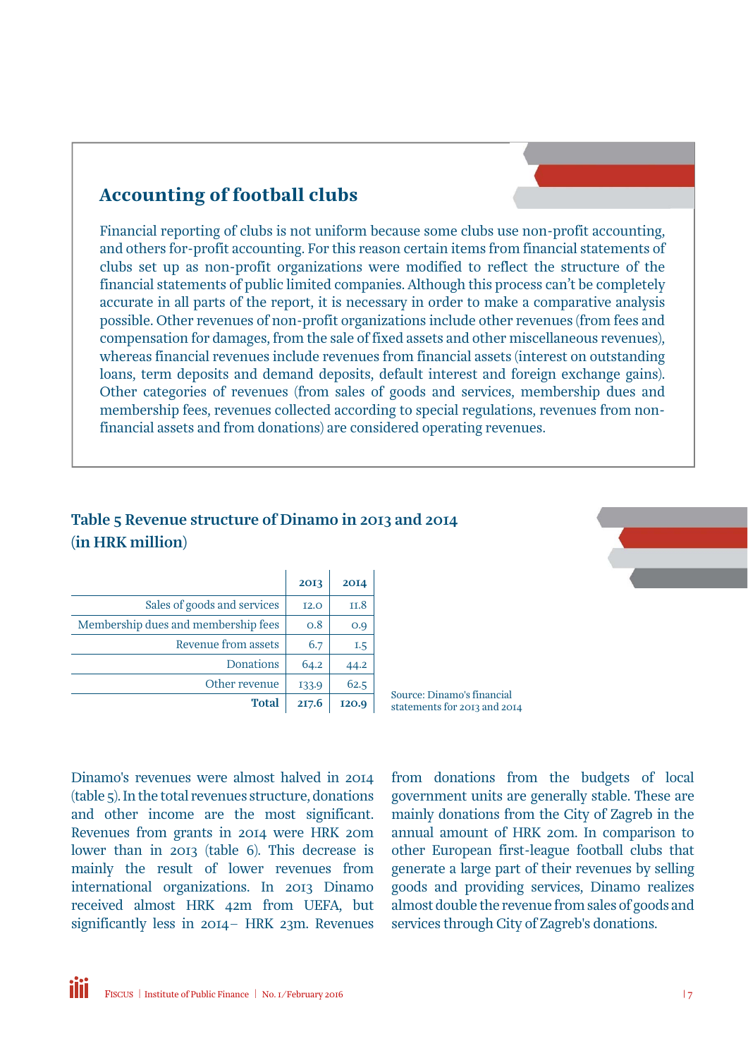## Accounting of football clubs

Financial reporting of clubs is not uniform because some clubs use non-profit accounting, and others for-profit accounting. For this reason certain items from financial statements of clubs set up as non-profit organizations were modified to reflect the structure of the financial statements of public limited companies. Although this process can't be completely accurate in all parts of the report, it is necessary in order to make a comparative analysis possible. Other revenues of non-profit organizations include other revenues (from fees and compensation for damages, from the sale of fixed assets and other miscellaneous revenues), whereas financial revenues include revenues from financial assets (interest on outstanding loans, term deposits and demand deposits, default interest and foreign exchange gains). Other categories of revenues (from sales of goods and services, membership dues and membership fees, revenues collected according to special regulations, revenues from non-financial assets and from donations) are considered operating revenues.

### Table 5 Revenue structure of Dinamo in 2013 and 2014 (in HRK million)

| | 2013 | 2014 |
|---|---|---|
| Sales of goods and services | 12.0 | 11.8 |
| Membership dues and membership fees | 0.8 | 0.9 |
| Revenue from assets | 6.7 | 1.5 |
| Donations | 64.2 | 44.2 |
| Other revenue | 133.9 | 62.5 |
| **Total** | **217.6** | **120.9** |

Source: Dinamo's financial statements for 2013 and 2014

Dinamo's revenues were almost halved in 2014 (table 5). In the total revenues structure, donations and other income are the most significant. Revenues from grants in 2014 were HRK 20m lower than in 2013 (table 6). This decrease is mainly the result of lower revenues from international organizations. In 2013 Dinamo received almost HRK 42m from UEFA, but significantly less in 2014– HRK 23m. Revenues from donations from the budgets of local government units are generally stable. These are mainly donations from the City of Zagreb in the annual amount of HRK 20m. In comparison to other European first-league football clubs that generate a large part of their revenues by selling goods and providing services, Dinamo realizes almost double the revenue from sales of goods and services through City of Zagreb's donations.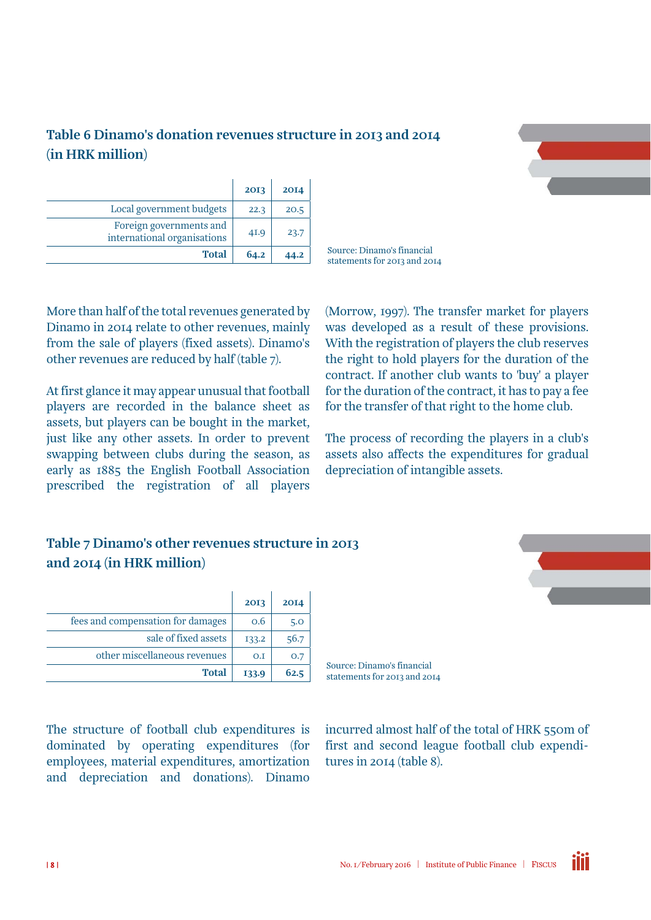### Table 6 Dinamo's donation revenues structure in 2013 and 2014 (in HRK million)

| | 2013 | 2014 |
|---|---|---|
| Local government budgets | 22.3 | 20.5 |
| Foreign governments and international organisations | 41.9 | 23.7 |
| **Total** | **64.2** | **44.2** |

Source: Dinamo's financial statements for 2013 and 2014

More than half of the total revenues generated by Dinamo in 2014 relate to other revenues, mainly from the sale of players (fixed assets). Dinamo's other revenues are reduced by half (table 7).

At first glance it may appear unusual that football players are recorded in the balance sheet as assets, but players can be bought in the market, just like any other assets. In order to prevent swapping between clubs during the season, as early as 1885 the English Football Association prescribed the registration of all players (Morrow, 1997). The transfer market for players was developed as a result of these provisions. With the registration of players the club reserves the right to hold players for the duration of the contract. If another club wants to 'buy' a player for the duration of the contract, it has to pay a fee for the transfer of that right to the home club.

The process of recording the players in a club's assets also affects the expenditures for gradual depreciation of intangible assets.

### Table 7 Dinamo's other revenues structure in 2013 and 2014 (in HRK million)

| | 2013 | 2014 |
|---|---|---|
| fees and compensation for damages | 0.6 | 5.0 |
| sale of fixed assets | 133.2 | 56.7 |
| other miscellaneous revenues | 0.1 | 0.7 |
| **Total** | **133.9** | **62.5** |

Source: Dinamo's financial statements for 2013 and 2014

The structure of football club expenditures is dominated by operating expenditures (for employees, material expenditures, amortization and depreciation and donations). Dinamo incurred almost half of the total of HRK 550m of first and second league football club expenditures in 2014 (table 8).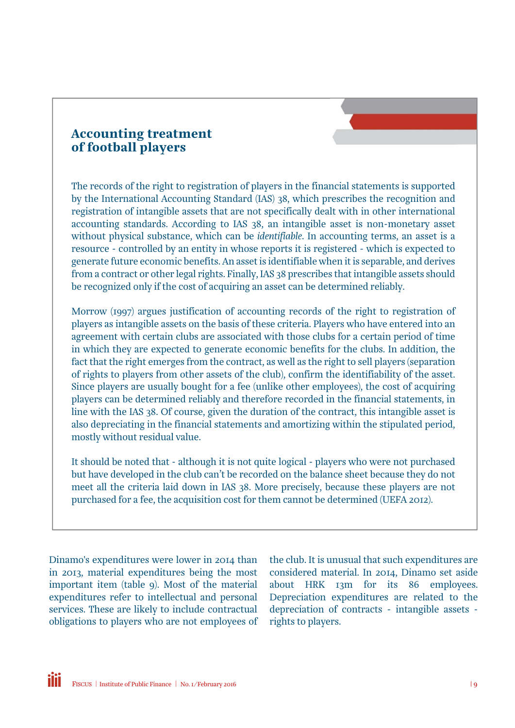## Accounting treatment of football players

The records of the right to registration of players in the financial statements is supported by the International Accounting Standard (IAS) 38, which prescribes the recognition and registration of intangible assets that are not specifically dealt with in other international accounting standards. According to IAS 38, an intangible asset is non-monetary asset without physical substance, which can be *identifiable*. In accounting terms, an asset is a resource - controlled by an entity in whose reports it is registered - which is expected to generate future economic benefits. An asset is identifiable when it is separable, and derives from a contract or other legal rights. Finally, IAS 38 prescribes that intangible assets should be recognized only if the cost of acquiring an asset can be determined reliably.

Morrow (1997) argues justification of accounting records of the right to registration of players as intangible assets on the basis of these criteria. Players who have entered into an agreement with certain clubs are associated with those clubs for a certain period of time in which they are expected to generate economic benefits for the clubs. In addition, the fact that the right emerges from the contract, as well as the right to sell players (separation of rights to players from other assets of the club), confirm the identifiability of the asset. Since players are usually bought for a fee (unlike other employees), the cost of acquiring players can be determined reliably and therefore recorded in the financial statements, in line with the IAS 38. Of course, given the duration of the contract, this intangible asset is also depreciating in the financial statements and amortizing within the stipulated period, mostly without residual value.

It should be noted that - although it is not quite logical - players who were not purchased but have developed in the club can't be recorded on the balance sheet because they do not meet all the criteria laid down in IAS 38. More precisely, because these players are not purchased for a fee, the acquisition cost for them cannot be determined (UEFA 2012).

Dinamo's expenditures were lower in 2014 than in 2013, material expenditures being the most important item (table 9). Most of the material expenditures refer to intellectual and personal services. These are likely to include contractual obligations to players who are not employees of the club. It is unusual that such expenditures are considered material. In 2014, Dinamo set aside about HRK 13m for its 86 employees. Depreciation expenditures are related to the depreciation of contracts - intangible assets - rights to players.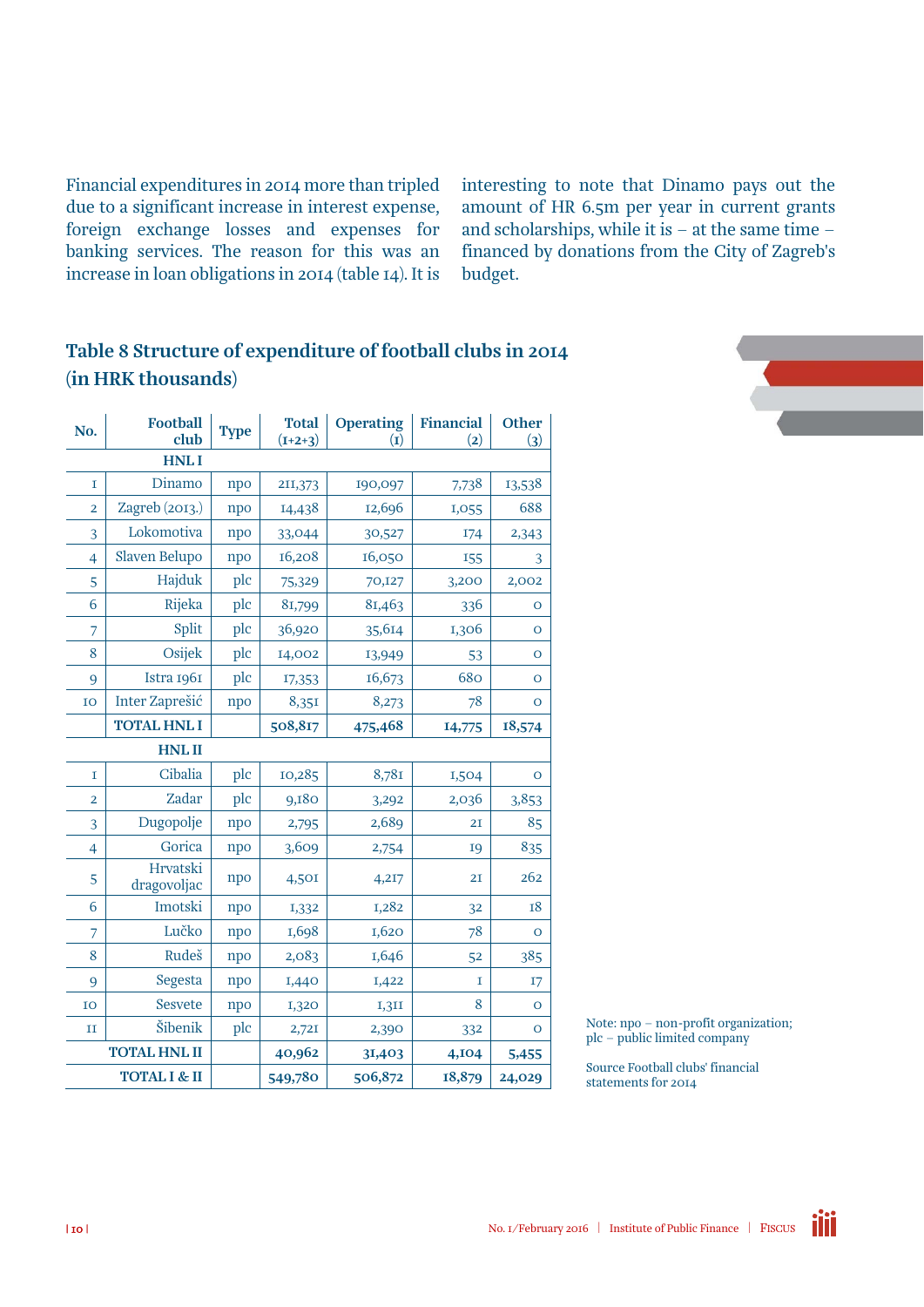Financial expenditures in 2014 more than tripled due to a significant increase in interest expense, foreign exchange losses and expenses for banking services. The reason for this was an increase in loan obligations in 2014 (table 14). It is interesting to note that Dinamo pays out the amount of HR 6.5m per year in current grants and scholarships, while it is – at the same time – financed by donations from the City of Zagreb's budget.

## Table 8 Structure of expenditure of football clubs in 2014 (in HRK thousands)

| No. | Football club | Type | Total (1+2+3) | Operating (1) | Financial (2) | Other (3) |
|---|---|---|---|---|---|---|
| | **HNL I** | | | | | |
| 1 | Dinamo | npo | 211,373 | 190,097 | 7,738 | 13,538 |
| 2 | Zagreb (2013.) | npo | 14,438 | 12,696 | 1,055 | 688 |
| 3 | Lokomotiva | npo | 33,044 | 30,527 | 174 | 2,343 |
| 4 | Slaven Belupo | npo | 16,208 | 16,050 | 155 | 3 |
| 5 | Hajduk | plc | 75,329 | 70,127 | 3,200 | 2,002 |
| 6 | Rijeka | plc | 81,799 | 81,463 | 336 | 0 |
| 7 | Split | plc | 36,920 | 35,614 | 1,306 | 0 |
| 8 | Osijek | plc | 14,002 | 13,949 | 53 | 0 |
| 9 | Istra 1961 | plc | 17,353 | 16,673 | 680 | 0 |
| 10 | Inter Zaprešić | npo | 8,351 | 8,273 | 78 | 0 |
| | **TOTAL HNL I** | | **508,817** | **475,468** | **14,775** | **18,574** |
| | **HNL II** | | | | | |
| 1 | Cibalia | plc | 10,285 | 8,781 | 1,504 | 0 |
| 2 | Zadar | plc | 9,180 | 3,292 | 2,036 | 3,853 |
| 3 | Dugopolje | npo | 2,795 | 2,689 | 21 | 85 |
| 4 | Gorica | npo | 3,609 | 2,754 | 19 | 835 |
| 5 | Hrvatski dragovoljac | npo | 4,501 | 4,217 | 21 | 262 |
| 6 | Imotski | npo | 1,332 | 1,282 | 32 | 18 |
| 7 | Lučko | npo | 1,698 | 1,620 | 78 | 0 |
| 8 | Rudeš | npo | 2,083 | 1,646 | 52 | 385 |
| 9 | Segesta | npo | 1,440 | 1,422 | 1 | 17 |
| 10 | Sesvete | npo | 1,320 | 1,311 | 8 | 0 |
| 11 | Šibenik | plc | 2,721 | 2,390 | 332 | 0 |
| | **TOTAL HNL II** | | **40,962** | **31,403** | **4,104** | **5,455** |
| | **TOTAL I & II** | | **549,780** | **506,872** | **18,879** | **24,029** |

Note: npo – non-profit organization; plc – public limited company

Source Football clubs' financial statements for 2014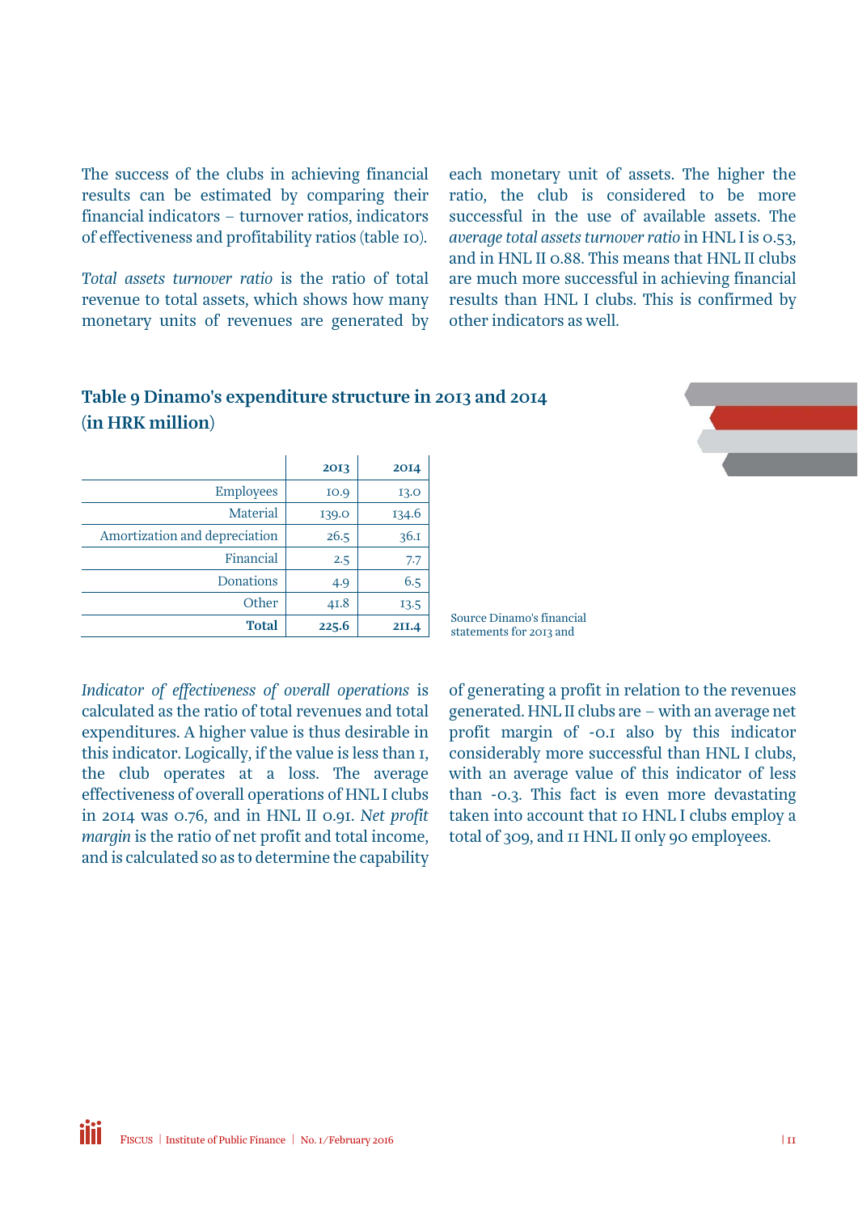The success of the clubs in achieving financial results can be estimated by comparing their financial indicators – turnover ratios, indicators of effectiveness and profitability ratios (table 10).

*Total assets turnover ratio* is the ratio of total revenue to total assets, which shows how many monetary units of revenues are generated by each monetary unit of assets. The higher the ratio, the club is considered to be more successful in the use of available assets. The *average total assets turnover ratio* in HNL I is 0.53, and in HNL II 0.88. This means that HNL II clubs are much more successful in achieving financial results than HNL I clubs. This is confirmed by other indicators as well.

## Table 9 Dinamo's expenditure structure in 2013 and 2014 (in HRK million)

| | 2013 | 2014 |
|---|---|---|
| Employees | 10.9 | 13.0 |
| Material | 139.0 | 134.6 |
| Amortization and depreciation | 26.5 | 36.1 |
| Financial | 2.5 | 7.7 |
| Donations | 4.9 | 6.5 |
| Other | 41.8 | 13.5 |
| **Total** | **225.6** | **211.4** |

Source Dinamo's financial statements for 2013 and

*Indicator of effectiveness of overall operations* is calculated as the ratio of total revenues and total expenditures. A higher value is thus desirable in this indicator. Logically, if the value is less than 1, the club operates at a loss. The average effectiveness of overall operations of HNL I clubs in 2014 was 0.76, and in HNL II 0.91. *Net profit margin* is the ratio of net profit and total income, and is calculated so as to determine the capability of generating a profit in relation to the revenues generated. HNL II clubs are – with an average net profit margin of -0.1 also by this indicator considerably more successful than HNL I clubs, with an average value of this indicator of less than -0.3. This fact is even more devastating taken into account that 10 HNL I clubs employ a total of 309, and 11 HNL II only 90 employees.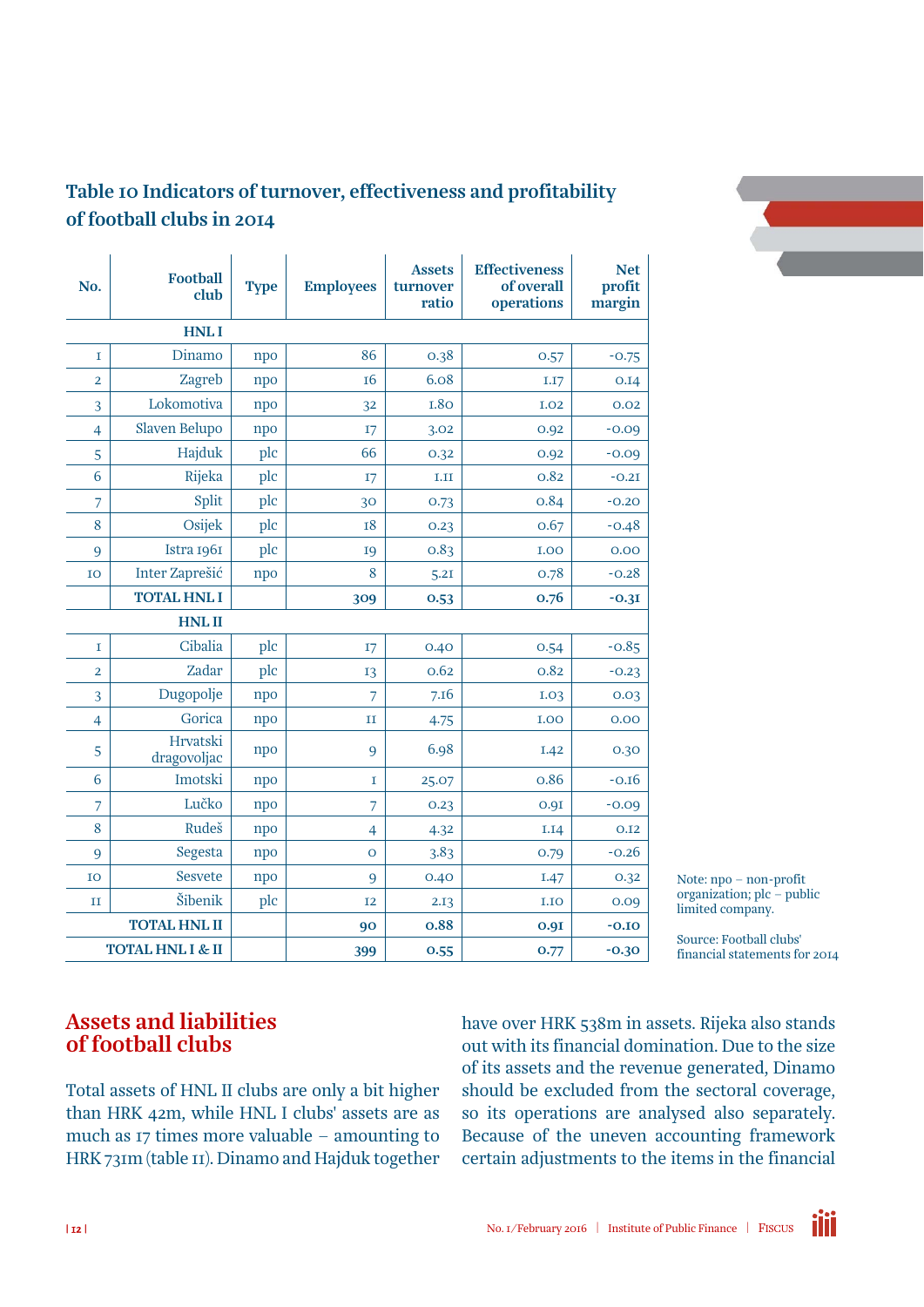## Table 10 Indicators of turnover, effectiveness and profitability of football clubs in 2014

| No. | Football club | Type | Employees | Assets turnover ratio | Effectiveness of overall operations | Net profit margin |
|---|---|---|---|---|---|---|
| | **HNL I** | | | | | |
| 1 | Dinamo | npo | 86 | 0.38 | 0.57 | -0.75 |
| 2 | Zagreb | npo | 16 | 6.08 | 1.17 | 0.14 |
| 3 | Lokomotiva | npo | 32 | 1.80 | 1.02 | 0.02 |
| 4 | Slaven Belupo | npo | 17 | 3.02 | 0.92 | -0.09 |
| 5 | Hajduk | plc | 66 | 0.32 | 0.92 | -0.09 |
| 6 | Rijeka | plc | 17 | 1.11 | 0.82 | -0.21 |
| 7 | Split | plc | 30 | 0.73 | 0.84 | -0.20 |
| 8 | Osijek | plc | 18 | 0.23 | 0.67 | -0.48 |
| 9 | Istra 1961 | plc | 19 | 0.83 | 1.00 | 0.00 |
| 10 | Inter Zaprešić | npo | 8 | 5.21 | 0.78 | -0.28 |
| | **TOTAL HNL I** | | **309** | **0.53** | **0.76** | **-0.31** |
| | **HNL II** | | | | | |
| 1 | Cibalia | plc | 17 | 0.40 | 0.54 | -0.85 |
| 2 | Zadar | plc | 13 | 0.62 | 0.82 | -0.23 |
| 3 | Dugopolje | npo | 7 | 7.16 | 1.03 | 0.03 |
| 4 | Gorica | npo | 11 | 4.75 | 1.00 | 0.00 |
| 5 | Hrvatski dragovoljac | npo | 9 | 6.98 | 1.42 | 0.30 |
| 6 | Imotski | npo | 1 | 25.07 | 0.86 | -0.16 |
| 7 | Lučko | npo | 7 | 0.23 | 0.91 | -0.09 |
| 8 | Rudeš | npo | 4 | 4.32 | 1.14 | 0.12 |
| 9 | Segesta | npo | 0 | 3.83 | 0.79 | -0.26 |
| 10 | Sesvete | npo | 9 | 0.40 | 1.47 | 0.32 |
| 11 | Šibenik | plc | 12 | 2.13 | 1.10 | 0.09 |
| | **TOTAL HNL II** | | **90** | **0.88** | **0.91** | **-0.10** |
| | **TOTAL HNL I & II** | | **399** | **0.55** | **0.77** | **-0.30** |

Note: npo – non-profit organization; plc – public limited company.

Source: Football clubs' financial statements for 2014

## Assets and liabilities of football clubs

Total assets of HNL II clubs are only a bit higher than HRK 42m, while HNL I clubs' assets are as much as 17 times more valuable – amounting to HRK 731m (table 11). Dinamo and Hajduk together have over HRK 538m in assets. Rijeka also stands out with its financial domination. Due to the size of its assets and the revenue generated, Dinamo should be excluded from the sectoral coverage, so its operations are analysed also separately. Because of the uneven accounting framework certain adjustments to the items in the financial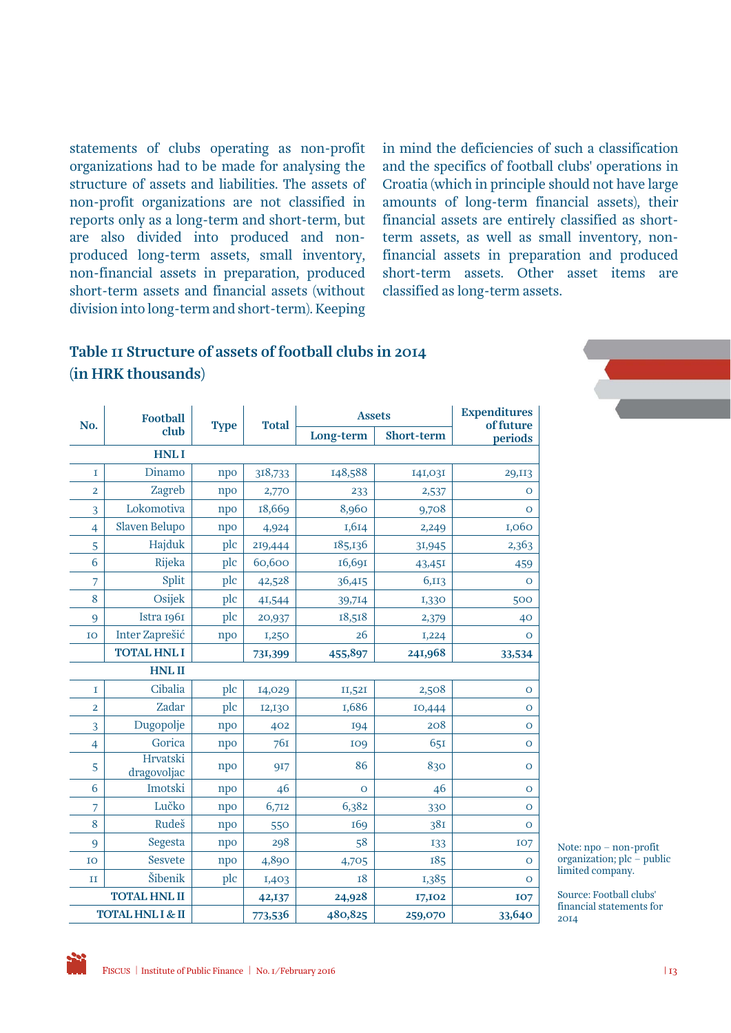statements of clubs operating as non-profit organizations had to be made for analysing the structure of assets and liabilities. The assets of non-profit organizations are not classified in reports only as a long-term and short-term, but are also divided into produced and non-produced long-term assets, small inventory, non-financial assets in preparation, produced short-term assets and financial assets (without division into long-term and short-term). Keeping in mind the deficiencies of such a classification and the specifics of football clubs' operations in Croatia (which in principle should not have large amounts of long-term financial assets), their financial assets are entirely classified as short-term assets, as well as small inventory, non-financial assets in preparation and produced short-term assets. Other asset items are classified as long-term assets.

## Table 11 Structure of assets of football clubs in 2014 (in HRK thousands)

| No. | Football club | Type | Total | Assets | | Expenditures of future periods |
|---|---|---|---|---|---|---|
| | | | | Long-term | Short-term | |
| | **HNL I** | | | | | |
| 1 | Dinamo | npo | 318,733 | 148,588 | 141,031 | 29,113 |
| 2 | Zagreb | npo | 2,770 | 233 | 2,537 | 0 |
| 3 | Lokomotiva | npo | 18,669 | 8,960 | 9,708 | 0 |
| 4 | Slaven Belupo | npo | 4,924 | 1,614 | 2,249 | 1,060 |
| 5 | Hajduk | plc | 219,444 | 185,136 | 31,945 | 2,363 |
| 6 | Rijeka | plc | 60,600 | 16,691 | 43,451 | 459 |
| 7 | Split | plc | 42,528 | 36,415 | 6,113 | 0 |
| 8 | Osijek | plc | 41,544 | 39,714 | 1,330 | 500 |
| 9 | Istra 1961 | plc | 20,937 | 18,518 | 2,379 | 40 |
| 10 | Inter Zaprešić | npo | 1,250 | 26 | 1,224 | 0 |
| | **TOTAL HNL I** | | **731,399** | **455,897** | **241,968** | **33,534** |
| | **HNL II** | | | | | |
| 1 | Cibalia | plc | 14,029 | 11,521 | 2,508 | 0 |
| 2 | Zadar | plc | 12,130 | 1,686 | 10,444 | 0 |
| 3 | Dugopolje | npo | 402 | 194 | 208 | 0 |
| 4 | Gorica | npo | 761 | 109 | 651 | 0 |
| 5 | Hrvatski dragovoljac | npo | 917 | 86 | 830 | 0 |
| 6 | Imotski | npo | 46 | 0 | 46 | 0 |
| 7 | Lučko | npo | 6,712 | 6,382 | 330 | 0 |
| 8 | Rudeš | npo | 550 | 169 | 381 | 0 |
| 9 | Segesta | npo | 298 | 58 | 133 | 107 |
| 10 | Sesvete | npo | 4,890 | 4,705 | 185 | 0 |
| 11 | Šibenik | plc | 1,403 | 18 | 1,385 | 0 |
| | **TOTAL HNL II** | | **42,137** | **24,928** | **17,102** | **107** |
| | **TOTAL HNL I & II** | | **773,536** | **480,825** | **259,070** | **33,640** |

Note: npo – non-profit organization; plc – public limited company.

Source: Football clubs' financial statements for 2014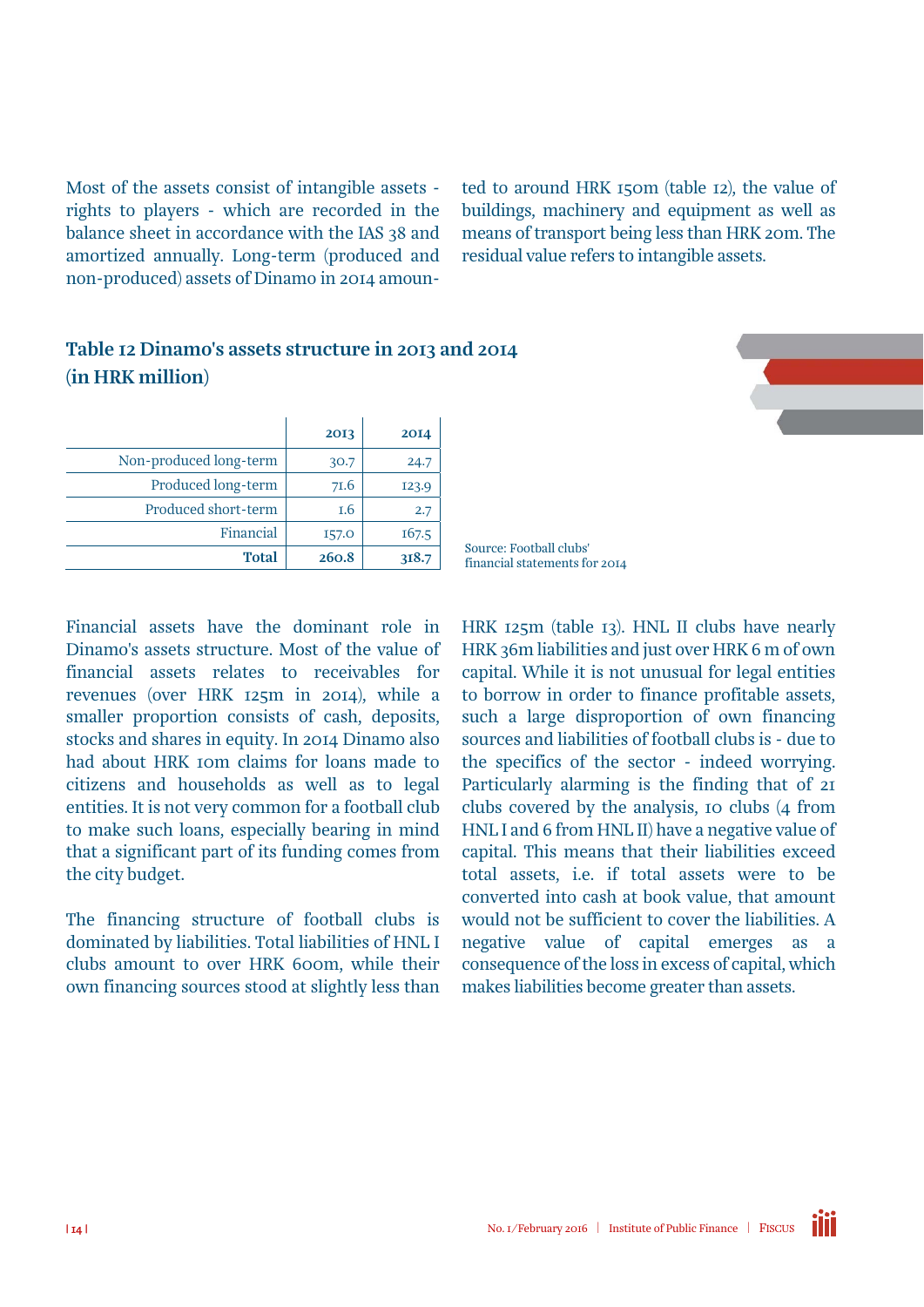Most of the assets consist of intangible assets - rights to players - which are recorded in the balance sheet in accordance with the IAS 38 and amortized annually. Long-term (produced and non-produced) assets of Dinamo in 2014 amounted to around HRK 150m (table 12), the value of buildings, machinery and equipment as well as means of transport being less than HRK 20m. The residual value refers to intangible assets.

### Table 12 Dinamo's assets structure in 2013 and 2014 (in HRK million)

| | 2013 | 2014 |
|---|---|---|
| Non-produced long-term | 30.7 | 24.7 |
| Produced long-term | 71.6 | 123.9 |
| Produced short-term | 1.6 | 2.7 |
| Financial | 157.0 | 167.5 |
| **Total** | **260.8** | **318.7** |

Source: Football clubs' financial statements for 2014

Financial assets have the dominant role in Dinamo's assets structure. Most of the value of financial assets relates to receivables for revenues (over HRK 125m in 2014), while a smaller proportion consists of cash, deposits, stocks and shares in equity. In 2014 Dinamo also had about HRK 10m claims for loans made to citizens and households as well as to legal entities. It is not very common for a football club to make such loans, especially bearing in mind that a significant part of its funding comes from the city budget.

The financing structure of football clubs is dominated by liabilities. Total liabilities of HNL I clubs amount to over HRK 600m, while their own financing sources stood at slightly less than HRK 125m (table 13). HNL II clubs have nearly HRK 36m liabilities and just over HRK 6 m of own capital. While it is not unusual for legal entities to borrow in order to finance profitable assets, such a large disproportion of own financing sources and liabilities of football clubs is - due to the specifics of the sector - indeed worrying. Particularly alarming is the finding that of 21 clubs covered by the analysis, 10 clubs (4 from HNL I and 6 from HNL II) have a negative value of capital. This means that their liabilities exceed total assets, i.e. if total assets were to be converted into cash at book value, that amount would not be sufficient to cover the liabilities. A negative value of capital emerges as a consequence of the loss in excess of capital, which makes liabilities become greater than assets.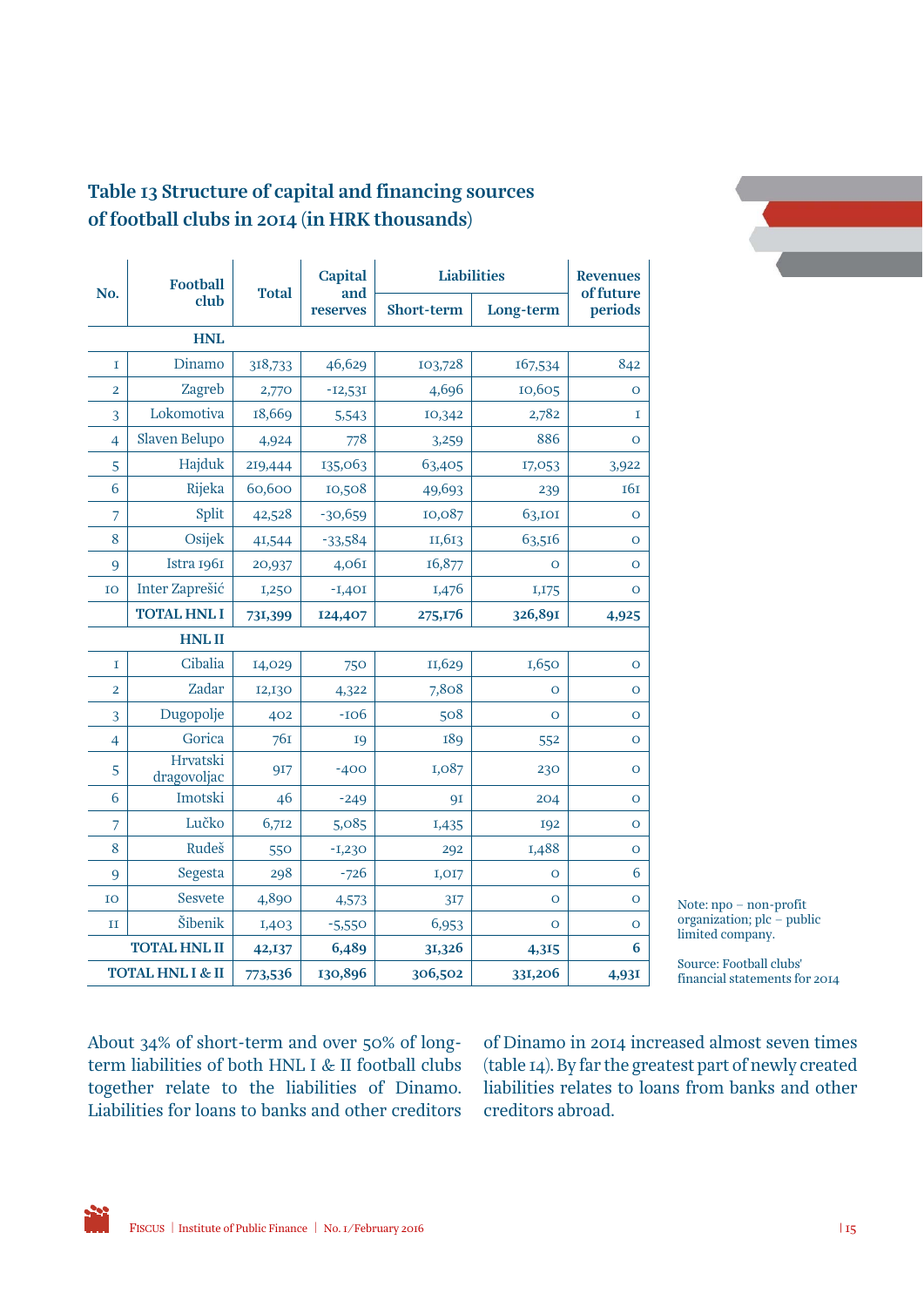## Table 13 Structure of capital and financing sources of football clubs in 2014 (in HRK thousands)

| No. | Football club | Total | Capital and reserves | Liabilities | | Revenues of future periods |
|---|---|---|---|---|---|---|
| | | | | Short-term | Long-term | |
| | **HNL** | | | | | |
| 1 | Dinamo | 318,733 | 46,629 | 103,728 | 167,534 | 842 |
| 2 | Zagreb | 2,770 | -12,531 | 4,696 | 10,605 | 0 |
| 3 | Lokomotiva | 18,669 | 5,543 | 10,342 | 2,782 | 1 |
| 4 | Slaven Belupo | 4,924 | 778 | 3,259 | 886 | 0 |
| 5 | Hajduk | 219,444 | 135,063 | 63,405 | 17,053 | 3,922 |
| 6 | Rijeka | 60,600 | 10,508 | 49,693 | 239 | 161 |
| 7 | Split | 42,528 | -30,659 | 10,087 | 63,101 | 0 |
| 8 | Osijek | 41,544 | -33,584 | 11,613 | 63,516 | 0 |
| 9 | Istra 1961 | 20,937 | 4,061 | 16,877 | 0 | 0 |
| 10 | Inter Zaprešić | 1,250 | -1,401 | 1,476 | 1,175 | 0 |
| | **TOTAL HNL I** | **731,399** | **124,407** | **275,176** | **326,891** | **4,925** |
| | **HNL II** | | | | | |
| 1 | Cibalia | 14,029 | 750 | 11,629 | 1,650 | 0 |
| 2 | Zadar | 12,130 | 4,322 | 7,808 | 0 | 0 |
| 3 | Dugopolje | 402 | -106 | 508 | 0 | 0 |
| 4 | Gorica | 761 | 19 | 189 | 552 | 0 |
| 5 | Hrvatski dragovoljac | 917 | -400 | 1,087 | 230 | 0 |
| 6 | Imotski | 46 | -249 | 91 | 204 | 0 |
| 7 | Lučko | 6,712 | 5,085 | 1,435 | 192 | 0 |
| 8 | Rudeš | 550 | -1,230 | 292 | 1,488 | 0 |
| 9 | Segesta | 298 | -726 | 1,017 | 0 | 6 |
| 10 | Sesvete | 4,890 | 4,573 | 317 | 0 | 0 |
| 11 | Šibenik | 1,403 | -5,550 | 6,953 | 0 | 0 |
| | **TOTAL HNL II** | **42,137** | **6,489** | **31,326** | **4,315** | **6** |
| | **TOTAL HNL I & II** | **773,536** | **130,896** | **306,502** | **331,206** | **4,931** |

Note: npo – non-profit organization; plc – public limited company.

Source: Football clubs' financial statements for 2014

About 34% of short-term and over 50% of long-term liabilities of both HNL I & II football clubs together relate to the liabilities of Dinamo. Liabilities for loans to banks and other creditors of Dinamo in 2014 increased almost seven times (table 14). By far the greatest part of newly created liabilities relates to loans from banks and other creditors abroad.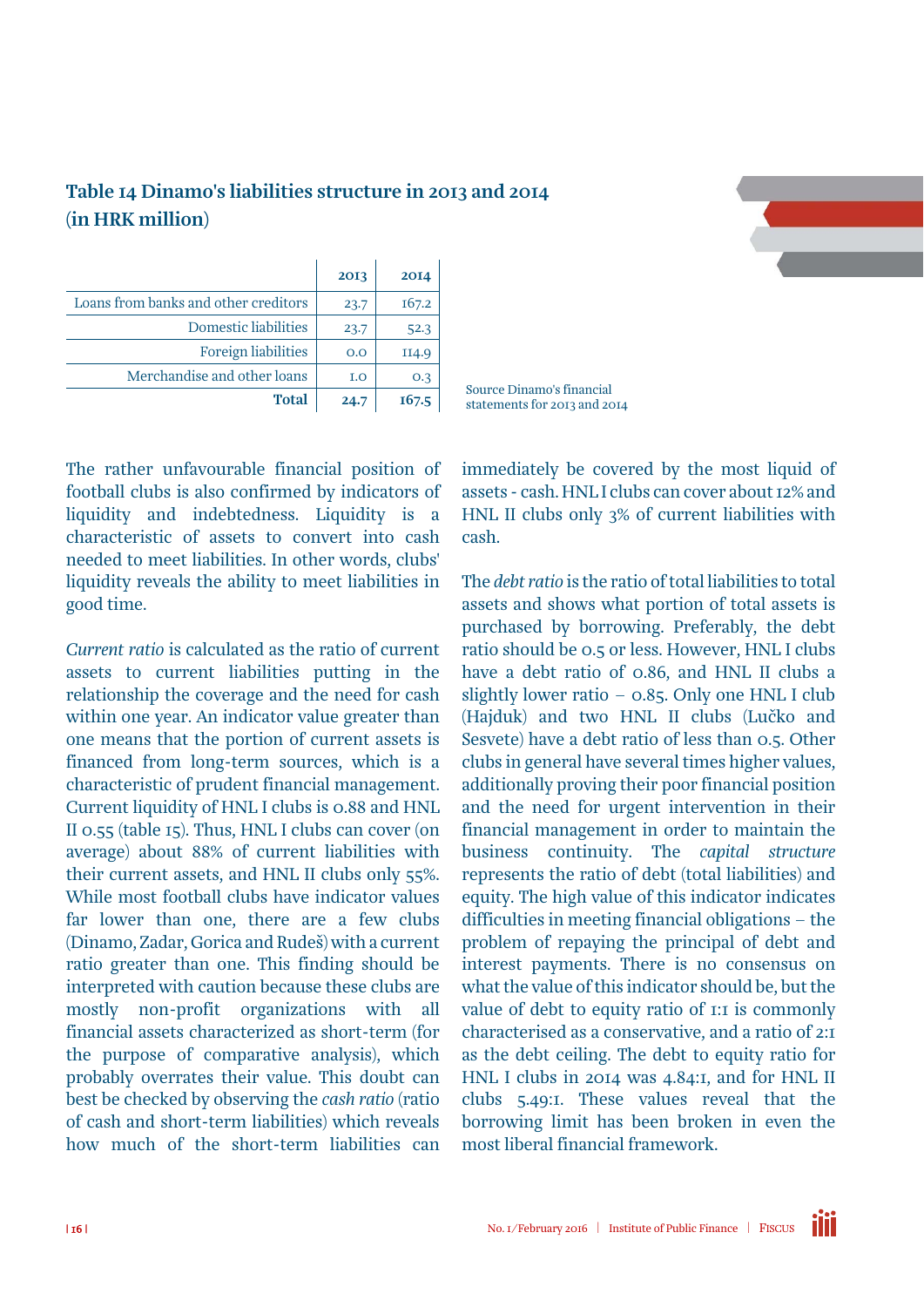### Table 14 Dinamo's liabilities structure in 2013 and 2014 (in HRK million)

| | 2013 | 2014 |
|---|---|---|
| Loans from banks and other creditors | 23.7 | 167.2 |
| Domestic liabilities | 23.7 | 52.3 |
| Foreign liabilities | 0.0 | 114.9 |
| Merchandise and other loans | 1.0 | 0.3 |
| **Total** | **24.7** | **167.5** |

Source Dinamo's financial statements for 2013 and 2014

The rather unfavourable financial position of football clubs is also confirmed by indicators of liquidity and indebtedness. Liquidity is a characteristic of assets to convert into cash needed to meet liabilities. In other words, clubs' liquidity reveals the ability to meet liabilities in good time.

*Current ratio* is calculated as the ratio of current assets to current liabilities putting in the relationship the coverage and the need for cash within one year. An indicator value greater than one means that the portion of current assets is financed from long-term sources, which is a characteristic of prudent financial management. Current liquidity of HNL I clubs is 0.88 and HNL II 0.55 (table 15). Thus, HNL I clubs can cover (on average) about 88% of current liabilities with their current assets, and HNL II clubs only 55%. While most football clubs have indicator values far lower than one, there are a few clubs (Dinamo, Zadar, Gorica and Rudeš) with a current ratio greater than one. This finding should be interpreted with caution because these clubs are mostly non-profit organizations with all financial assets characterized as short-term (for the purpose of comparative analysis), which probably overrates their value. This doubt can best be checked by observing the *cash ratio* (ratio of cash and short-term liabilities) which reveals how much of the short-term liabilities can immediately be covered by the most liquid of assets - cash. HNL I clubs can cover about 12% and HNL II clubs only 3% of current liabilities with cash.

The *debt ratio* is the ratio of total liabilities to total assets and shows what portion of total assets is purchased by borrowing. Preferably, the debt ratio should be 0.5 or less. However, HNL I clubs have a debt ratio of 0.86, and HNL II clubs a slightly lower ratio – 0.85. Only one HNL I club (Hajduk) and two HNL II clubs (Lučko and Sesvete) have a debt ratio of less than 0.5. Other clubs in general have several times higher values, additionally proving their poor financial position and the need for urgent intervention in their financial management in order to maintain the business continuity. The *capital structure* represents the ratio of debt (total liabilities) and equity. The high value of this indicator indicates difficulties in meeting financial obligations – the problem of repaying the principal of debt and interest payments. There is no consensus on what the value of this indicator should be, but the value of debt to equity ratio of 1:1 is commonly characterised as a conservative, and a ratio of 2:1 as the debt ceiling. The debt to equity ratio for HNL I clubs in 2014 was 4.84:1, and for HNL II clubs 5.49:1. These values reveal that the borrowing limit has been broken in even the most liberal financial framework.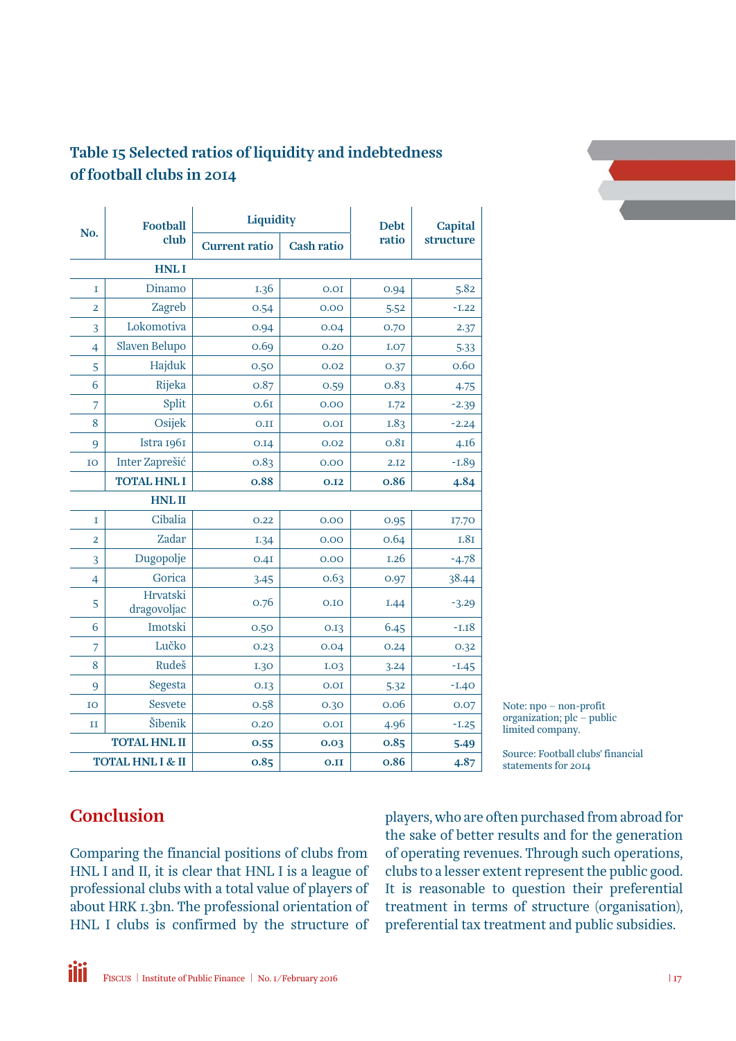### Table 15 Selected ratios of liquidity and indebtedness of football clubs in 2014

| No. | Football club | Liquidity | | Debt ratio | Capital structure |
|---|---|---|---|---|---|
| | | Current ratio | Cash ratio | | |
| | **HNL I** | | | | |
| 1 | Dinamo | 1.36 | 0.01 | 0.94 | 5.82 |
| 2 | Zagreb | 0.54 | 0.00 | 5.52 | -1.22 |
| 3 | Lokomotiva | 0.94 | 0.04 | 0.70 | 2.37 |
| 4 | Slaven Belupo | 0.69 | 0.20 | 1.07 | 5.33 |
| 5 | Hajduk | 0.50 | 0.02 | 0.37 | 0.60 |
| 6 | Rijeka | 0.87 | 0.59 | 0.83 | 4.75 |
| 7 | Split | 0.61 | 0.00 | 1.72 | -2.39 |
| 8 | Osijek | 0.11 | 0.01 | 1.83 | -2.24 |
| 9 | Istra 1961 | 0.14 | 0.02 | 0.81 | 4.16 |
| 10 | Inter Zaprešić | 0.83 | 0.00 | 2.12 | -1.89 |
| | **TOTAL HNL I** | **0.88** | **0.12** | **0.86** | **4.84** |
| | **HNL II** | | | | |
| 1 | Cibalia | 0.22 | 0.00 | 0.95 | 17.70 |
| 2 | Zadar | 1.34 | 0.00 | 0.64 | 1.81 |
| 3 | Dugopolje | 0.41 | 0.00 | 1.26 | -4.78 |
| 4 | Gorica | 3.45 | 0.63 | 0.97 | 38.44 |
| 5 | Hrvatski dragovoljac | 0.76 | 0.10 | 1.44 | -3.29 |
| 6 | Imotski | 0.50 | 0.13 | 6.45 | -1.18 |
| 7 | Lučko | 0.23 | 0.04 | 0.24 | 0.32 |
| 8 | Rudeš | 1.30 | 1.03 | 3.24 | -1.45 |
| 9 | Segesta | 0.13 | 0.01 | 5.32 | -1.40 |
| 10 | Sesvete | 0.58 | 0.30 | 0.06 | 0.07 |
| 11 | Šibenik | 0.20 | 0.01 | 4.96 | -1.25 |
| | **TOTAL HNL II** | **0.55** | **0.03** | **0.85** | **5.49** |
| | **TOTAL HNL I & II** | **0.85** | **0.11** | **0.86** | **4.87** |

Note: npo – non-profit organization; plc – public limited company.

Source: Football clubs' financial statements for 2014

## Conclusion

Comparing the financial positions of clubs from HNL I and II, it is clear that HNL I is a league of professional clubs with a total value of players of about HRK 1.3bn. The professional orientation of HNL I clubs is confirmed by the structure of players, who are often purchased from abroad for the sake of better results and for the generation of operating revenues. Through such operations, clubs to a lesser extent represent the public good. It is reasonable to question their preferential treatment in terms of structure (organisation), preferential tax treatment and public subsidies.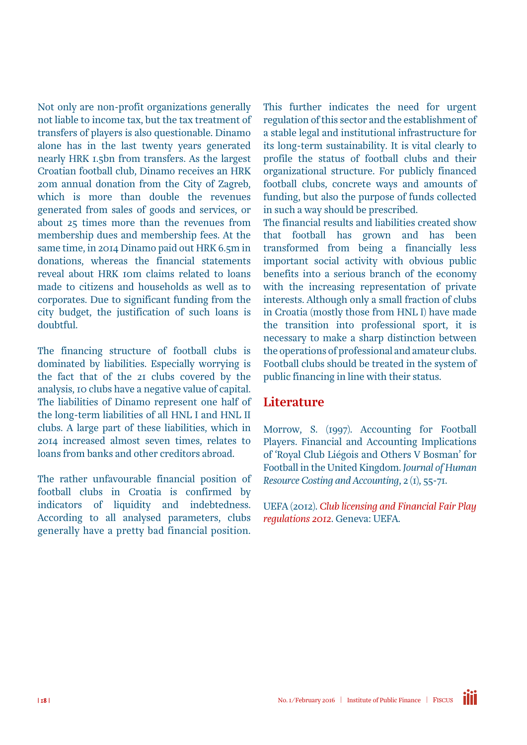Not only are non-profit organizations generally not liable to income tax, but the tax treatment of transfers of players is also questionable. Dinamo alone has in the last twenty years generated nearly HRK 1.5bn from transfers. As the largest Croatian football club, Dinamo receives an HRK 20m annual donation from the City of Zagreb, which is more than double the revenues generated from sales of goods and services, or about 25 times more than the revenues from membership dues and membership fees. At the same time, in 2014 Dinamo paid out HRK 6.5m in donations, whereas the financial statements reveal about HRK 10m claims related to loans made to citizens and households as well as to corporates. Due to significant funding from the city budget, the justification of such loans is doubtful.

The financing structure of football clubs is dominated by liabilities. Especially worrying is the fact that of the 21 clubs covered by the analysis, 10 clubs have a negative value of capital. The liabilities of Dinamo represent one half of the long-term liabilities of all HNL I and HNL II clubs. A large part of these liabilities, which in 2014 increased almost seven times, relates to loans from banks and other creditors abroad.

The rather unfavourable financial position of football clubs in Croatia is confirmed by indicators of liquidity and indebtedness. According to all analysed parameters, clubs generally have a pretty bad financial position. This further indicates the need for urgent regulation of this sector and the establishment of a stable legal and institutional infrastructure for its long-term sustainability. It is vital clearly to profile the status of football clubs and their organizational structure. For publicly financed football clubs, concrete ways and amounts of funding, but also the purpose of funds collected in such a way should be prescribed.

The financial results and liabilities created show that football has grown and has been transformed from being a financially less important social activity with obvious public benefits into a serious branch of the economy with the increasing representation of private interests. Although only a small fraction of clubs in Croatia (mostly those from HNL I) have made the transition into professional sport, it is necessary to make a sharp distinction between the operations of professional and amateur clubs. Football clubs should be treated in the system of public financing in line with their status.

## Literature

Morrow, S. (1997). Accounting for Football Players. Financial and Accounting Implications of 'Royal Club Liégois and Others V Bosman' for Football in the United Kingdom. *Journal of Human Resource Costing and Accounting*, 2 (1), 55-71.

UEFA (2012). *Club licensing and Financial Fair Play regulations 2012*. Geneva: UEFA.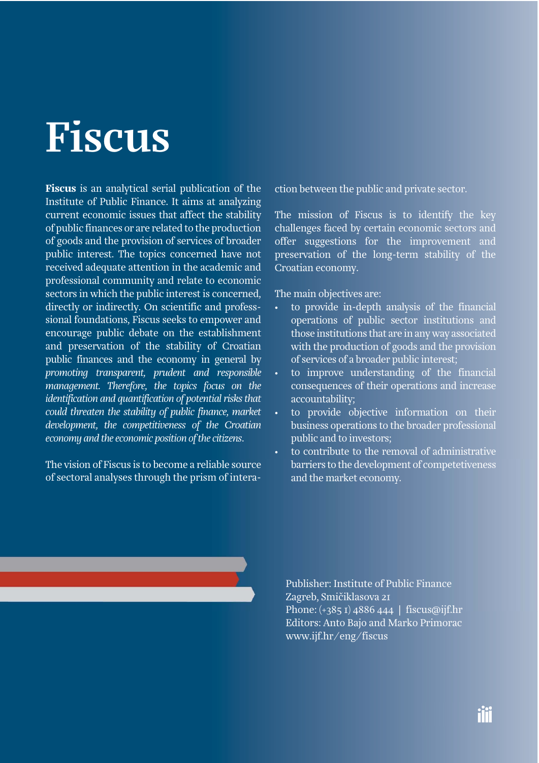# Fiscus

**Fiscus** is an analytical serial publication of the Institute of Public Finance. It aims at analyzing current economic issues that affect the stability of public finances or are related to the production of goods and the provision of services of broader public interest. The topics concerned have not received adequate attention in the academic and professional community and relate to economic sectors in which the public interest is concerned, directly or indirectly. On scientific and professsional foundations, Fiscus seeks to empower and encourage public debate on the establishment and preservation of the stability of Croatian public finances and the economy in general by *promoting transparent, prudent and responsible management. Therefore, the topics focus on the identification and quantification of potential risks that could threaten the stability of public finance, market development, the competitiveness of the Croatian economy and the economic position of the citizens.*

The vision of Fiscus is to become a reliable source of sectoral analyses through the prism of interaction between the public and private sector.

The mission of Fiscus is to identify the key challenges faced by certain economic sectors and offer suggestions for the improvement and preservation of the long-term stability of the Croatian economy.

The main objectives are:

- to provide in-depth analysis of the financial operations of public sector institutions and those institutions that are in any way associated with the production of goods and the provision of services of a broader public interest;
- to improve understanding of the financial consequences of their operations and increase accountability;
- to provide objective information on their business operations to the broader professional public and to investors;
- to contribute to the removal of administrative barriers to the development of competetiveness and the market economy.

Publisher: Institute of Public Finance
Zagreb, Smičiklasova 21
Phone: (+385 1) 4886 444 | fiscus@ijf.hr
Editors: Anto Bajo and Marko Primorac
www.ijf.hr/eng/fiscus